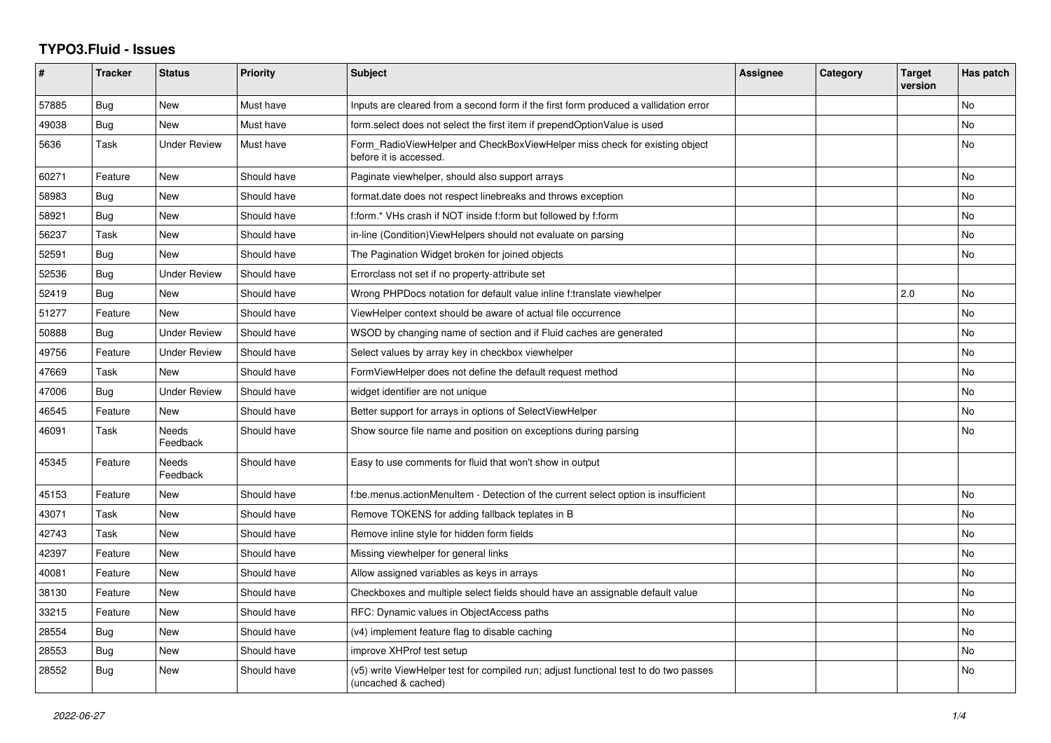# TYPO3.Fluid - Issues

| # | Tracker | Status | Priority | Subject | Assignee | Category | Target version | Has patch |
|---|---|---|---|---|---|---|---|---|
| 57885 | Bug | New | Must have | Inputs are cleared from a second form if the first form produced a vallidation error | | | | No |
| 49038 | Bug | New | Must have | form.select does not select the first item if prependOptionValue is used | | | | No |
| 5636 | Task | Under Review | Must have | Form_RadioViewHelper and CheckBoxViewHelper miss check for existing object before it is accessed. | | | | No |
| 60271 | Feature | New | Should have | Paginate viewhelper, should also support arrays | | | | No |
| 58983 | Bug | New | Should have | format.date does not respect linebreaks and throws exception | | | | No |
| 58921 | Bug | New | Should have | f:form.* VHs crash if NOT inside f:form but followed by f:form | | | | No |
| 56237 | Task | New | Should have | in-line (Condition)ViewHelpers should not evaluate on parsing | | | | No |
| 52591 | Bug | New | Should have | The Pagination Widget broken for joined objects | | | | No |
| 52536 | Bug | Under Review | Should have | Errorclass not set if no property-attribute set | | | | |
| 52419 | Bug | New | Should have | Wrong PHPDocs notation for default value inline f:translate viewhelper | | | 2.0 | No |
| 51277 | Feature | New | Should have | ViewHelper context should be aware of actual file occurrence | | | | No |
| 50888 | Bug | Under Review | Should have | WSOD by changing name of section and if Fluid caches are generated | | | | No |
| 49756 | Feature | Under Review | Should have | Select values by array key in checkbox viewhelper | | | | No |
| 47669 | Task | New | Should have | FormViewHelper does not define the default request method | | | | No |
| 47006 | Bug | Under Review | Should have | widget identifier are not unique | | | | No |
| 46545 | Feature | New | Should have | Better support for arrays in options of SelectViewHelper | | | | No |
| 46091 | Task | Needs Feedback | Should have | Show source file name and position on exceptions during parsing | | | | No |
| 45345 | Feature | Needs Feedback | Should have | Easy to use comments for fluid that won't show in output | | | | |
| 45153 | Feature | New | Should have | f:be.menus.actionMenuItem - Detection of the current select option is insufficient | | | | No |
| 43071 | Task | New | Should have | Remove TOKENS for adding fallback teplates in B | | | | No |
| 42743 | Task | New | Should have | Remove inline style for hidden form fields | | | | No |
| 42397 | Feature | New | Should have | Missing viewhelper for general links | | | | No |
| 40081 | Feature | New | Should have | Allow assigned variables as keys in arrays | | | | No |
| 38130 | Feature | New | Should have | Checkboxes and multiple select fields should have an assignable default value | | | | No |
| 33215 | Feature | New | Should have | RFC: Dynamic values in ObjectAccess paths | | | | No |
| 28554 | Bug | New | Should have | (v4) implement feature flag to disable caching | | | | No |
| 28553 | Bug | New | Should have | improve XHProf test setup | | | | No |
| 28552 | Bug | New | Should have | (v5) write ViewHelper test for compiled run; adjust functional test to do two passes (uncached & cached) | | | | No |

*2022-06-27*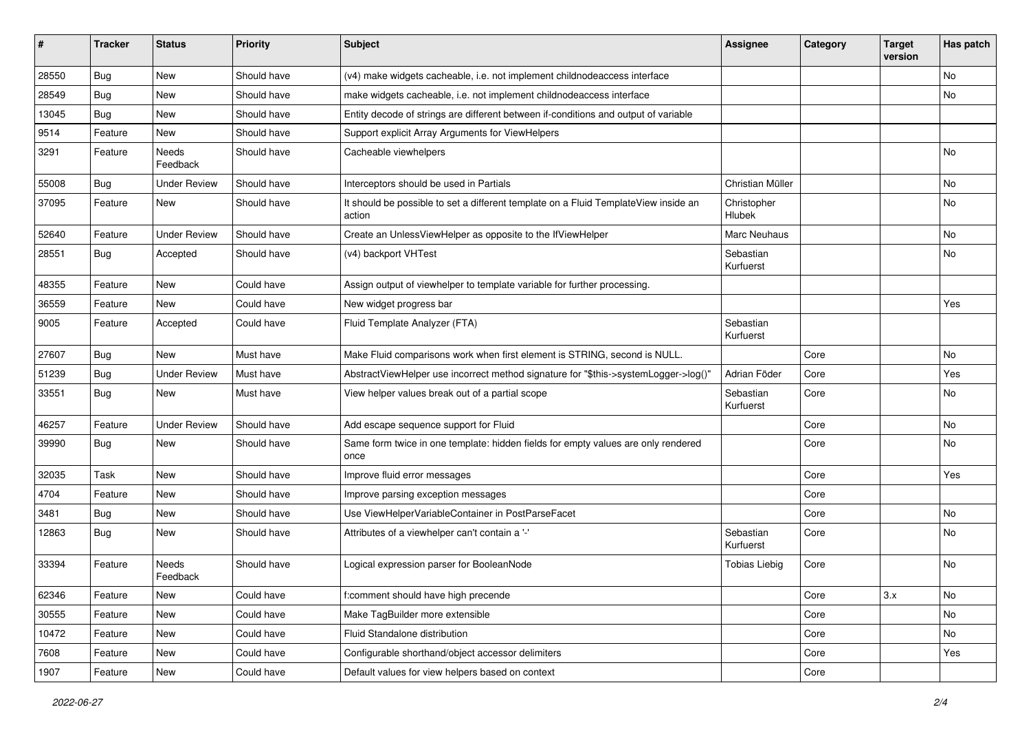| # | Tracker | Status | Priority | Subject | Assignee | Category | Target version | Has patch |
|---|---|---|---|---|---|---|---|---|
| 28550 | Bug | New | Should have | (v4) make widgets cacheable, i.e. not implement childnodeaccess interface | | | | No |
| 28549 | Bug | New | Should have | make widgets cacheable, i.e. not implement childnodeaccess interface | | | | No |
| 13045 | Bug | New | Should have | Entity decode of strings are different between if-conditions and output of variable | | | | |
| 9514 | Feature | New | Should have | Support explicit Array Arguments for ViewHelpers | | | | |
| 3291 | Feature | Needs Feedback | Should have | Cacheable viewhelpers | | | | No |
| 55008 | Bug | Under Review | Should have | Interceptors should be used in Partials | Christian Müller | | | No |
| 37095 | Feature | New | Should have | It should be possible to set a different template on a Fluid TemplateView inside an action | Christopher Hlubek | | | No |
| 52640 | Feature | Under Review | Should have | Create an UnlessViewHelper as opposite to the IfViewHelper | Marc Neuhaus | | | No |
| 28551 | Bug | Accepted | Should have | (v4) backport VHTest | Sebastian Kurfuerst | | | No |
| 48355 | Feature | New | Could have | Assign output of viewhelper to template variable for further processing. | | | | |
| 36559 | Feature | New | Could have | New widget progress bar | | | | Yes |
| 9005 | Feature | Accepted | Could have | Fluid Template Analyzer (FTA) | Sebastian Kurfuerst | | | |
| 27607 | Bug | New | Must have | Make Fluid comparisons work when first element is STRING, second is NULL. | | Core | | No |
| 51239 | Bug | Under Review | Must have | AbstractViewHelper use incorrect method signature for "$this->systemLogger->log()" | Adrian Föder | Core | | Yes |
| 33551 | Bug | New | Must have | View helper values break out of a partial scope | Sebastian Kurfuerst | Core | | No |
| 46257 | Feature | Under Review | Should have | Add escape sequence support for Fluid | | Core | | No |
| 39990 | Bug | New | Should have | Same form twice in one template: hidden fields for empty values are only rendered once | | Core | | No |
| 32035 | Task | New | Should have | Improve fluid error messages | | Core | | Yes |
| 4704 | Feature | New | Should have | Improve parsing exception messages | | Core | | |
| 3481 | Bug | New | Should have | Use ViewHelperVariableContainer in PostParseFacet | | Core | | No |
| 12863 | Bug | New | Should have | Attributes of a viewhelper can't contain a '-' | Sebastian Kurfuerst | Core | | No |
| 33394 | Feature | Needs Feedback | Should have | Logical expression parser for BooleanNode | Tobias Liebig | Core | | No |
| 62346 | Feature | New | Could have | f:comment should have high precende | | Core | 3.x | No |
| 30555 | Feature | New | Could have | Make TagBuilder more extensible | | Core | | No |
| 10472 | Feature | New | Could have | Fluid Standalone distribution | | Core | | No |
| 7608 | Feature | New | Could have | Configurable shorthand/object accessor delimiters | | Core | | Yes |
| 1907 | Feature | New | Could have | Default values for view helpers based on context | | Core | | |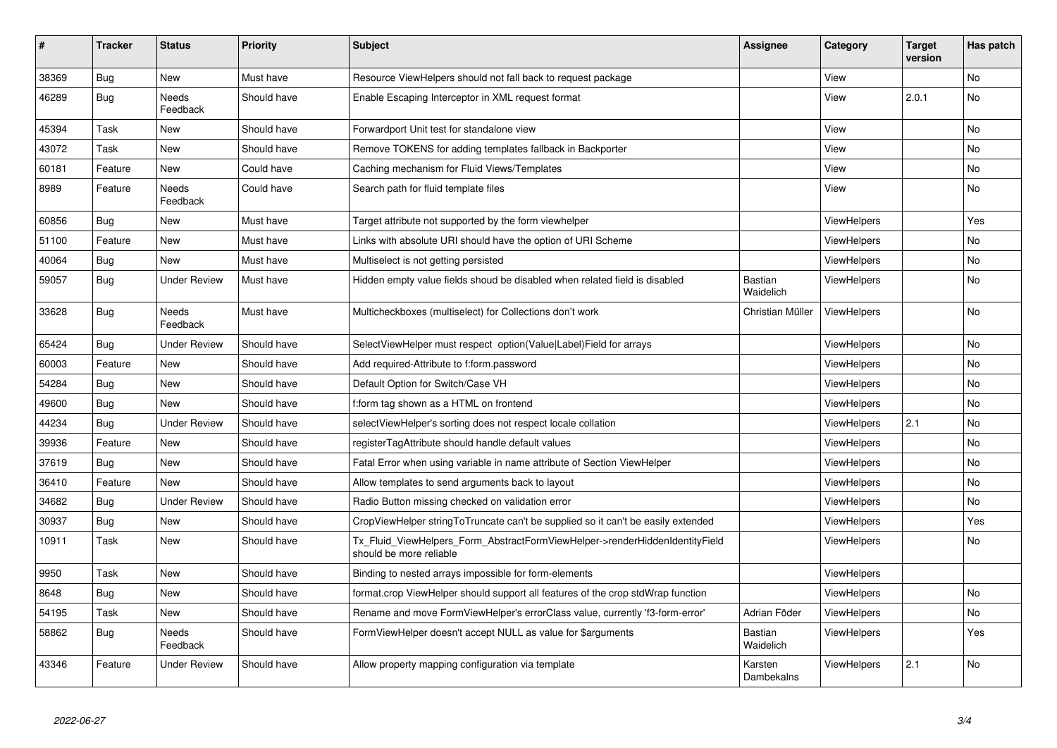| # | Tracker | Status | Priority | Subject | Assignee | Category | Target version | Has patch |
|---|---|---|---|---|---|---|---|---|
| 38369 | Bug | New | Must have | Resource ViewHelpers should not fall back to request package | | View | | No |
| 46289 | Bug | Needs Feedback | Should have | Enable Escaping Interceptor in XML request format | | View | 2.0.1 | No |
| 45394 | Task | New | Should have | Forwardport Unit test for standalone view | | View | | No |
| 43072 | Task | New | Should have | Remove TOKENS for adding templates fallback in Backporter | | View | | No |
| 60181 | Feature | New | Could have | Caching mechanism for Fluid Views/Templates | | View | | No |
| 8989 | Feature | Needs Feedback | Could have | Search path for fluid template files | | View | | No |
| 60856 | Bug | New | Must have | Target attribute not supported by the form viewhelper | | ViewHelpers | | Yes |
| 51100 | Feature | New | Must have | Links with absolute URI should have the option of URI Scheme | | ViewHelpers | | No |
| 40064 | Bug | New | Must have | Multiselect is not getting persisted | | ViewHelpers | | No |
| 59057 | Bug | Under Review | Must have | Hidden empty value fields shoud be disabled when related field is disabled | Bastian Waidelich | ViewHelpers | | No |
| 33628 | Bug | Needs Feedback | Must have | Multicheckboxes (multiselect) for Collections don't work | Christian Müller | ViewHelpers | | No |
| 65424 | Bug | Under Review | Should have | SelectViewHelper must respect option(Value\|Label)Field for arrays | | ViewHelpers | | No |
| 60003 | Feature | New | Should have | Add required-Attribute to f:form.password | | ViewHelpers | | No |
| 54284 | Bug | New | Should have | Default Option for Switch/Case VH | | ViewHelpers | | No |
| 49600 | Bug | New | Should have | f:form tag shown as a HTML on frontend | | ViewHelpers | | No |
| 44234 | Bug | Under Review | Should have | selectViewHelper's sorting does not respect locale collation | | ViewHelpers | 2.1 | No |
| 39936 | Feature | New | Should have | registerTagAttribute should handle default values | | ViewHelpers | | No |
| 37619 | Bug | New | Should have | Fatal Error when using variable in name attribute of Section ViewHelper | | ViewHelpers | | No |
| 36410 | Feature | New | Should have | Allow templates to send arguments back to layout | | ViewHelpers | | No |
| 34682 | Bug | Under Review | Should have | Radio Button missing checked on validation error | | ViewHelpers | | No |
| 30937 | Bug | New | Should have | CropViewHelper stringToTruncate can't be supplied so it can't be easily extended | | ViewHelpers | | Yes |
| 10911 | Task | New | Should have | Tx_Fluid_ViewHelpers_Form_AbstractFormViewHelper->renderHiddenIdentityField should be more reliable | | ViewHelpers | | No |
| 9950 | Task | New | Should have | Binding to nested arrays impossible for form-elements | | ViewHelpers | | |
| 8648 | Bug | New | Should have | format.crop ViewHelper should support all features of the crop stdWrap function | | ViewHelpers | | No |
| 54195 | Task | New | Should have | Rename and move FormViewHelper's errorClass value, currently 'f3-form-error' | Adrian Föder | ViewHelpers | | No |
| 58862 | Bug | Needs Feedback | Should have | FormViewHelper doesn't accept NULL as value for $arguments | Bastian Waidelich | ViewHelpers | | Yes |
| 43346 | Feature | Under Review | Should have | Allow property mapping configuration via template | Karsten Dambekalns | ViewHelpers | 2.1 | No |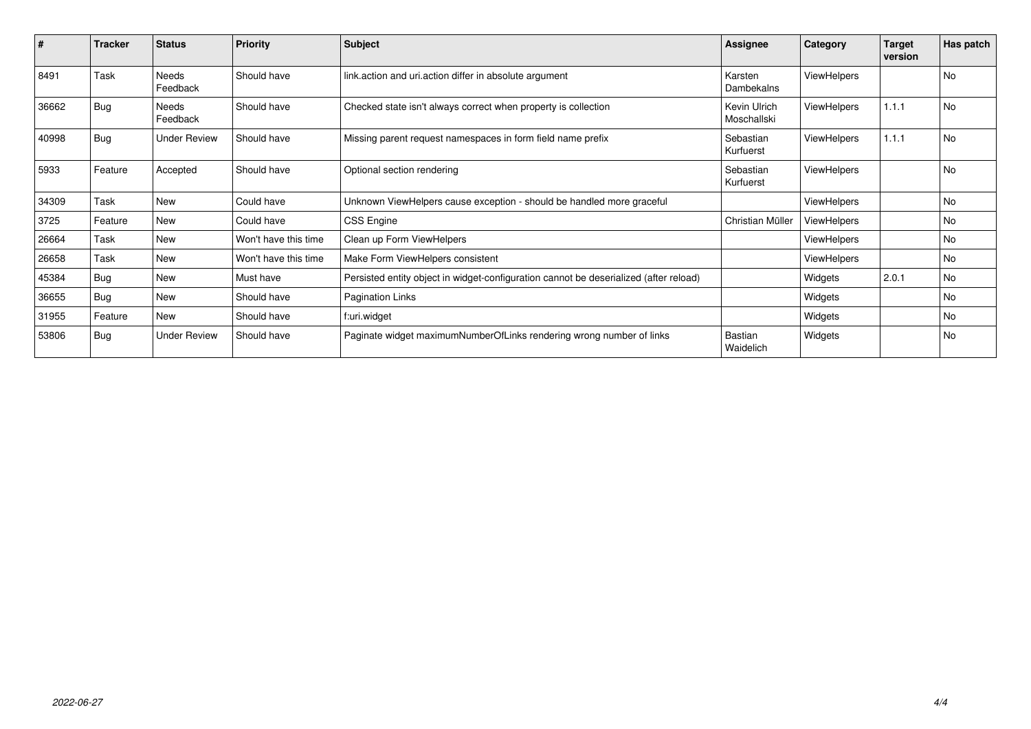| # | Tracker | Status | Priority | Subject | Assignee | Category | Target version | Has patch |
|---|---|---|---|---|---|---|---|---|
| 8491 | Task | Needs Feedback | Should have | link.action and uri.action differ in absolute argument | Karsten Dambekalns | ViewHelpers | | No |
| 36662 | Bug | Needs Feedback | Should have | Checked state isn't always correct when property is collection | Kevin Ulrich Moschallski | ViewHelpers | 1.1.1 | No |
| 40998 | Bug | Under Review | Should have | Missing parent request namespaces in form field name prefix | Sebastian Kurfuerst | ViewHelpers | 1.1.1 | No |
| 5933 | Feature | Accepted | Should have | Optional section rendering | Sebastian Kurfuerst | ViewHelpers | | No |
| 34309 | Task | New | Could have | Unknown ViewHelpers cause exception - should be handled more graceful | | ViewHelpers | | No |
| 3725 | Feature | New | Could have | CSS Engine | Christian Müller | ViewHelpers | | No |
| 26664 | Task | New | Won't have this time | Clean up Form ViewHelpers | | ViewHelpers | | No |
| 26658 | Task | New | Won't have this time | Make Form ViewHelpers consistent | | ViewHelpers | | No |
| 45384 | Bug | New | Must have | Persisted entity object in widget-configuration cannot be deserialized (after reload) | | Widgets | 2.0.1 | No |
| 36655 | Bug | New | Should have | Pagination Links | | Widgets | | No |
| 31955 | Feature | New | Should have | f:uri.widget | | Widgets | | No |
| 53806 | Bug | Under Review | Should have | Paginate widget maximumNumberOfLinks rendering wrong number of links | Bastian Waidelich | Widgets | | No |

2022-06-27